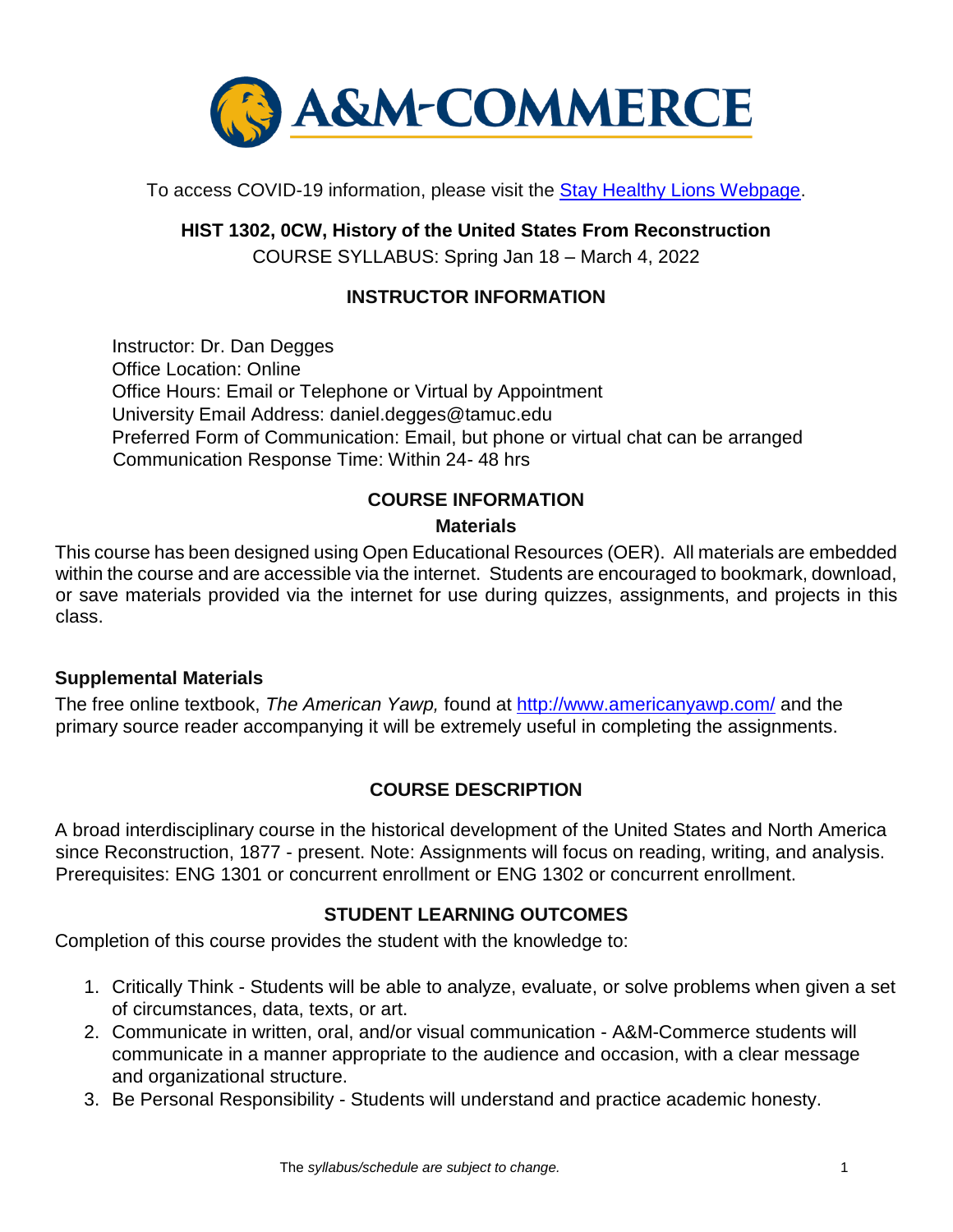To access COVID-19 information, please visit the [Stay Healthy Lions Webpage](#).

**HIST 1302, 0CW, History of the United States From Reconstruction**

COURSE SYLLABUS: Spring Jan 18 – March 4, 2022

## INSTRUCTOR INFORMATION

Instructor: Dr. Dan Degges
Office Location: Online
Office Hours: Email or Telephone or Virtual by Appointment
University Email Address: daniel.degges@tamuc.edu
Preferred Form of Communication: Email, but phone or virtual chat can be arranged
Communication Response Time: Within 24- 48 hrs

## COURSE INFORMATION

### Materials

This course has been designed using Open Educational Resources (OER). All materials are embedded within the course and are accessible via the internet. Students are encouraged to bookmark, download, or save materials provided via the internet for use during quizzes, assignments, and projects in this class.

### Supplemental Materials

The free online textbook, *The American Yawp,* found at [http://www.americanyawp.com/](http://www.americanyawp.com/) and the primary source reader accompanying it will be extremely useful in completing the assignments.

## COURSE DESCRIPTION

A broad interdisciplinary course in the historical development of the United States and North America since Reconstruction, 1877 - present. Note: Assignments will focus on reading, writing, and analysis. Prerequisites: ENG 1301 or concurrent enrollment or ENG 1302 or concurrent enrollment.

## STUDENT LEARNING OUTCOMES

Completion of this course provides the student with the knowledge to:

1. Critically Think - Students will be able to analyze, evaluate, or solve problems when given a set of circumstances, data, texts, or art.
2. Communicate in written, oral, and/or visual communication - A&M-Commerce students will communicate in a manner appropriate to the audience and occasion, with a clear message and organizational structure.
3. Be Personal Responsibility - Students will understand and practice academic honesty.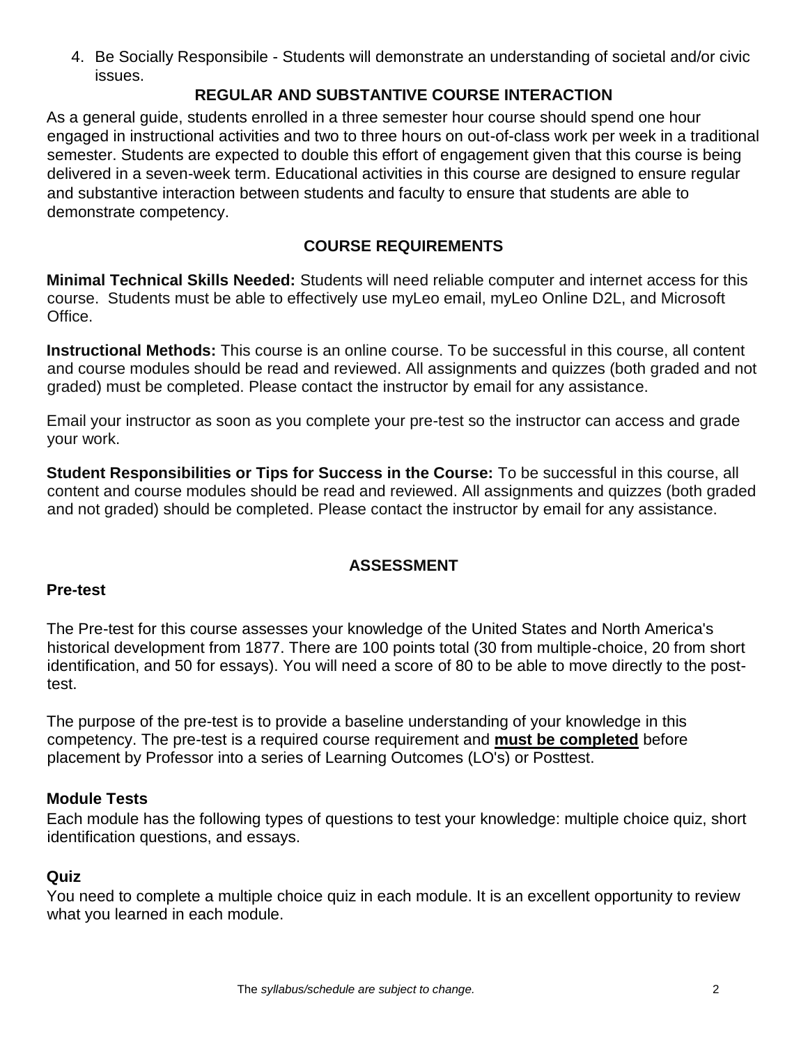4. Be Socially Responsibile - Students will demonstrate an understanding of societal and/or civic issues.

## REGULAR AND SUBSTANTIVE COURSE INTERACTION

As a general guide, students enrolled in a three semester hour course should spend one hour engaged in instructional activities and two to three hours on out-of-class work per week in a traditional semester. Students are expected to double this effort of engagement given that this course is being delivered in a seven-week term. Educational activities in this course are designed to ensure regular and substantive interaction between students and faculty to ensure that students are able to demonstrate competency.

## COURSE REQUIREMENTS

**Minimal Technical Skills Needed:** Students will need reliable computer and internet access for this course. Students must be able to effectively use myLeo email, myLeo Online D2L, and Microsoft Office.

**Instructional Methods:** This course is an online course. To be successful in this course, all content and course modules should be read and reviewed. All assignments and quizzes (both graded and not graded) must be completed. Please contact the instructor by email for any assistance.

Email your instructor as soon as you complete your pre-test so the instructor can access and grade your work.

**Student Responsibilities or Tips for Success in the Course:** To be successful in this course, all content and course modules should be read and reviewed. All assignments and quizzes (both graded and not graded) should be completed. Please contact the instructor by email for any assistance.

## ASSESSMENT

### Pre-test

The Pre-test for this course assesses your knowledge of the United States and North America's historical development from 1877. There are 100 points total (30 from multiple-choice, 20 from short identification, and 50 for essays). You will need a score of 80 to be able to move directly to the post-test.

The purpose of the pre-test is to provide a baseline understanding of your knowledge in this competency. The pre-test is a required course requirement and **<u>must be completed</u>** before placement by Professor into a series of Learning Outcomes (LO's) or Posttest.

### Module Tests

Each module has the following types of questions to test your knowledge: multiple choice quiz, short identification questions, and essays.

### Quiz

You need to complete a multiple choice quiz in each module. It is an excellent opportunity to review what you learned in each module.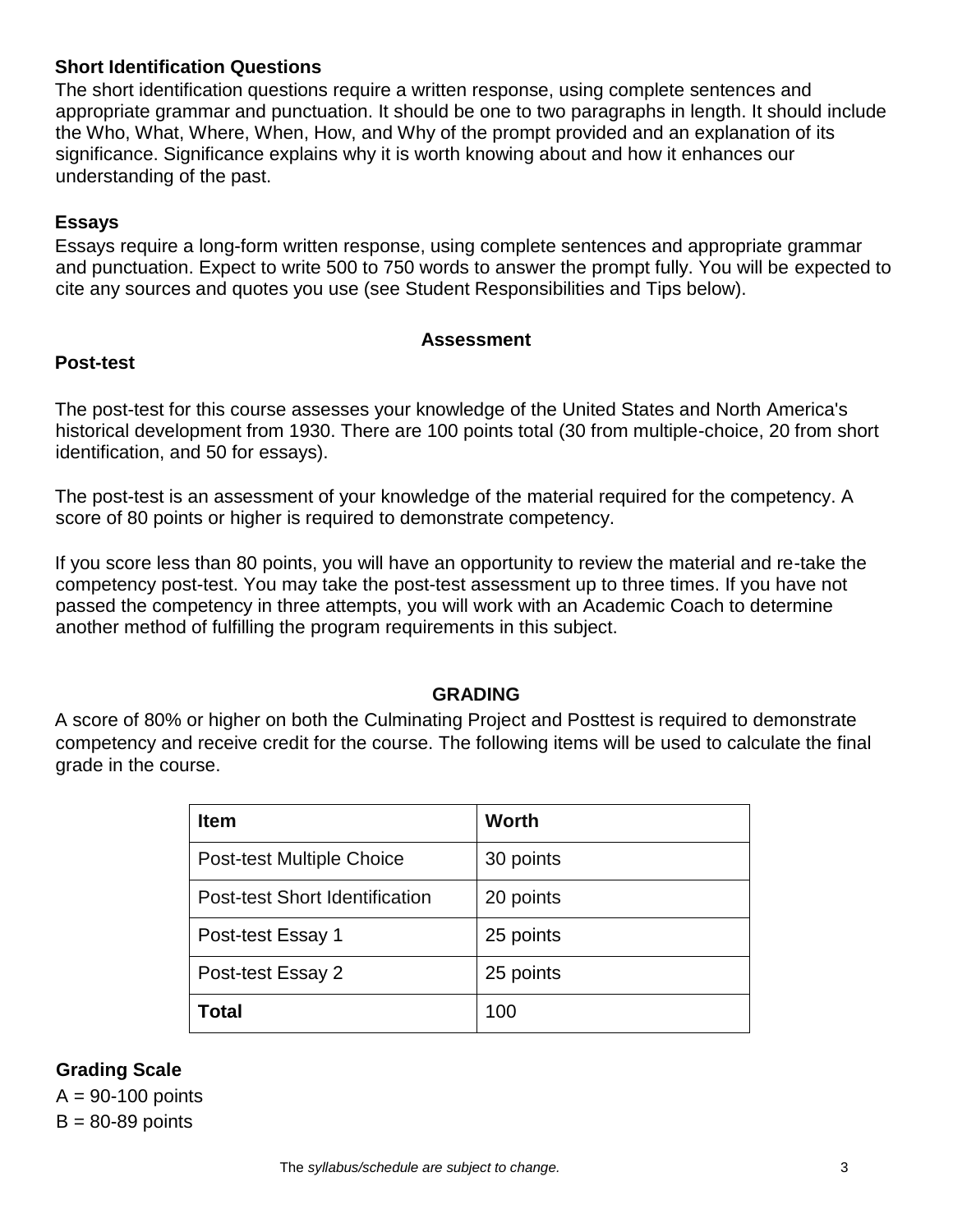### Short Identification Questions

The short identification questions require a written response, using complete sentences and appropriate grammar and punctuation. It should be one to two paragraphs in length. It should include the Who, What, Where, When, How, and Why of the prompt provided and an explanation of its significance. Significance explains why it is worth knowing about and how it enhances our understanding of the past.

### Essays

Essays require a long-form written response, using complete sentences and appropriate grammar and punctuation. Expect to write 500 to 750 words to answer the prompt fully. You will be expected to cite any sources and quotes you use (see Student Responsibilities and Tips below).

## Assessment

### Post-test

The post-test for this course assesses your knowledge of the United States and North America's historical development from 1930. There are 100 points total (30 from multiple-choice, 20 from short identification, and 50 for essays).

The post-test is an assessment of your knowledge of the material required for the competency. A score of 80 points or higher is required to demonstrate competency.

If you score less than 80 points, you will have an opportunity to review the material and re-take the competency post-test. You may take the post-test assessment up to three times. If you have not passed the competency in three attempts, you will work with an Academic Coach to determine another method of fulfilling the program requirements in this subject.

## GRADING

A score of 80% or higher on both the Culminating Project and Posttest is required to demonstrate competency and receive credit for the course. The following items will be used to calculate the final grade in the course.

| Item | Worth |
|---|---|
| Post-test Multiple Choice | 30 points |
| Post-test Short Identification | 20 points |
| Post-test Essay 1 | 25 points |
| Post-test Essay 2 | 25 points |
| **Total** | 100 |

### Grading Scale

A = 90-100 points
B = 80-89 points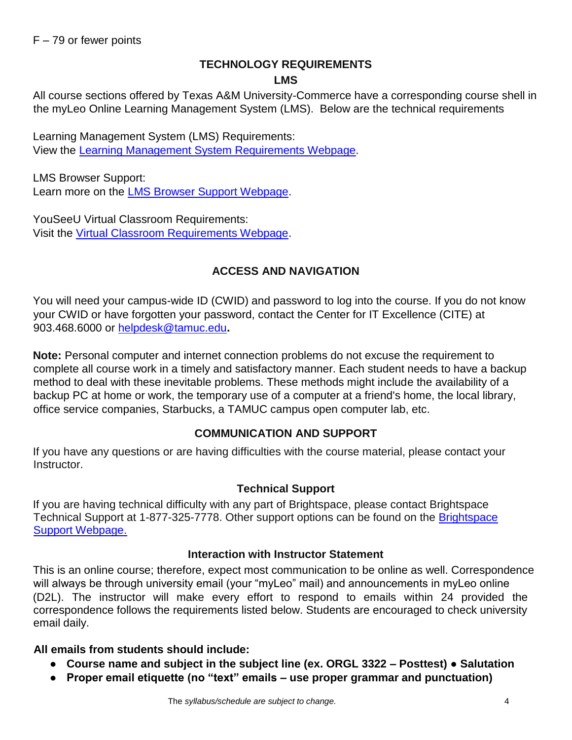F – 79 or fewer points

## TECHNOLOGY REQUIREMENTS

### LMS

All course sections offered by Texas A&M University-Commerce have a corresponding course shell in the myLeo Online Learning Management System (LMS). Below are the technical requirements

Learning Management System (LMS) Requirements:
View the [Learning Management System Requirements Webpage](#).

LMS Browser Support:
Learn more on the [LMS Browser Support Webpage](#).

YouSeeU Virtual Classroom Requirements:
Visit the [Virtual Classroom Requirements Webpage](#).

## ACCESS AND NAVIGATION

You will need your campus-wide ID (CWID) and password to log into the course. If you do not know your CWID or have forgotten your password, contact the Center for IT Excellence (CITE) at 903.468.6000 or helpdesk@tamuc.edu**.**

**Note:** Personal computer and internet connection problems do not excuse the requirement to complete all course work in a timely and satisfactory manner. Each student needs to have a backup method to deal with these inevitable problems. These methods might include the availability of a backup PC at home or work, the temporary use of a computer at a friend's home, the local library, office service companies, Starbucks, a TAMUC campus open computer lab, etc.

## COMMUNICATION AND SUPPORT

If you have any questions or are having difficulties with the course material, please contact your Instructor.

### Technical Support

If you are having technical difficulty with any part of Brightspace, please contact Brightspace Technical Support at 1-877-325-7778. Other support options can be found on the [Brightspace Support Webpage.](#)

### Interaction with Instructor Statement

This is an online course; therefore, expect most communication to be online as well. Correspondence will always be through university email (your "myLeo" mail) and announcements in myLeo online (D2L). The instructor will make every effort to respond to emails within 24 provided the correspondence follows the requirements listed below. Students are encouraged to check university email daily.

**All emails from students should include:**

- **Course name and subject in the subject line (ex. ORGL 3322 – Posttest) ● Salutation**
- **Proper email etiquette (no "text" emails – use proper grammar and punctuation)**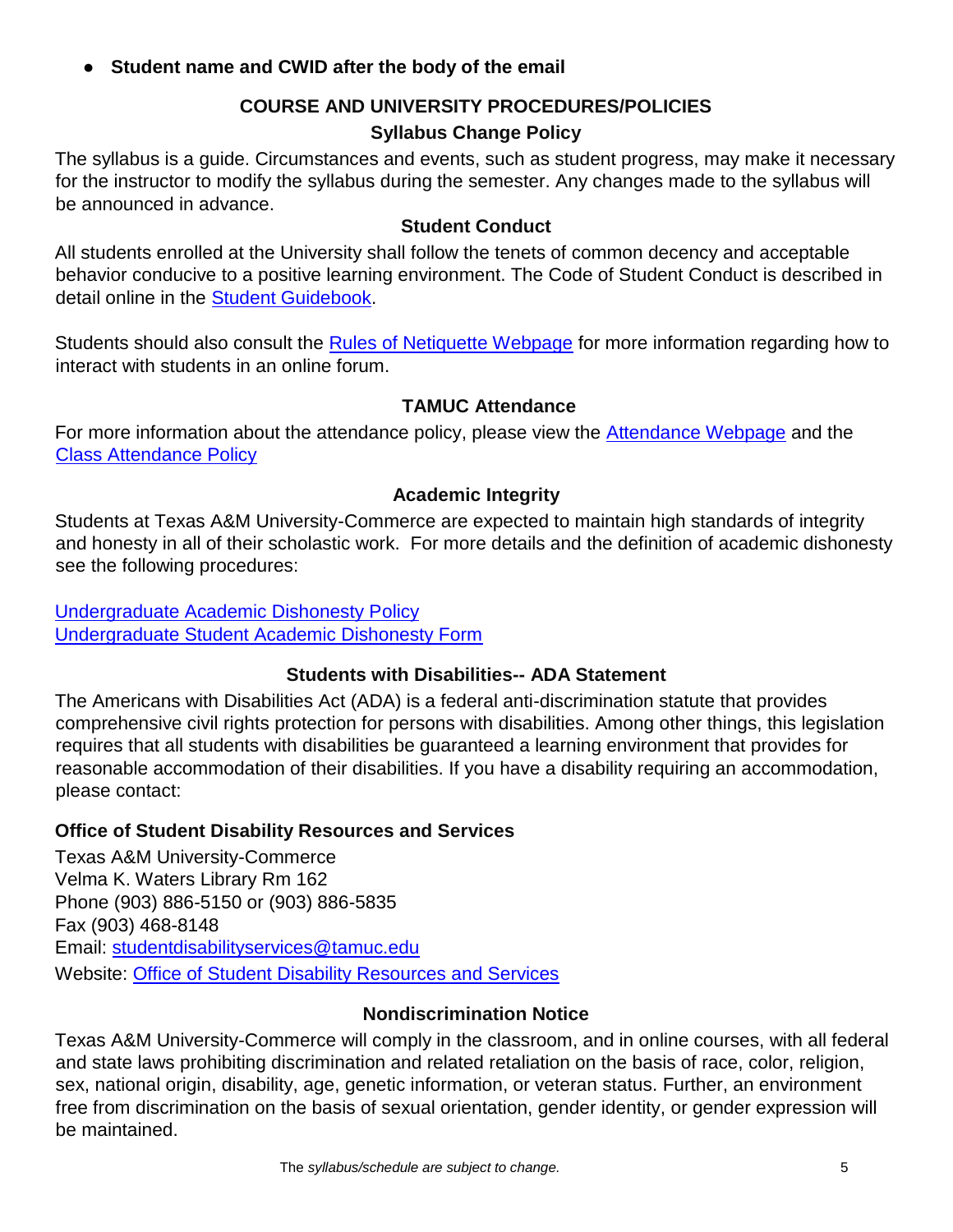- **Student name and CWID after the body of the email**

## COURSE AND UNIVERSITY PROCEDURES/POLICIES

### Syllabus Change Policy

The syllabus is a guide. Circumstances and events, such as student progress, may make it necessary for the instructor to modify the syllabus during the semester. Any changes made to the syllabus will be announced in advance.

### Student Conduct

All students enrolled at the University shall follow the tenets of common decency and acceptable behavior conducive to a positive learning environment. The Code of Student Conduct is described in detail online in the Student Guidebook.

Students should also consult the Rules of Netiquette Webpage for more information regarding how to interact with students in an online forum.

### TAMUC Attendance

For more information about the attendance policy, please view the Attendance Webpage and the Class Attendance Policy

### Academic Integrity

Students at Texas A&M University-Commerce are expected to maintain high standards of integrity and honesty in all of their scholastic work. For more details and the definition of academic dishonesty see the following procedures:

Undergraduate Academic Dishonesty Policy
Undergraduate Student Academic Dishonesty Form

### Students with Disabilities-- ADA Statement

The Americans with Disabilities Act (ADA) is a federal anti-discrimination statute that provides comprehensive civil rights protection for persons with disabilities. Among other things, this legislation requires that all students with disabilities be guaranteed a learning environment that provides for reasonable accommodation of their disabilities. If you have a disability requiring an accommodation, please contact:

**Office of Student Disability Resources and Services**

Texas A&M University-Commerce
Velma K. Waters Library Rm 162
Phone (903) 886-5150 or (903) 886-5835
Fax (903) 468-8148
Email: studentdisabilityservices@tamuc.edu
Website: Office of Student Disability Resources and Services

### Nondiscrimination Notice

Texas A&M University-Commerce will comply in the classroom, and in online courses, with all federal and state laws prohibiting discrimination and related retaliation on the basis of race, color, religion, sex, national origin, disability, age, genetic information, or veteran status. Further, an environment free from discrimination on the basis of sexual orientation, gender identity, or gender expression will be maintained.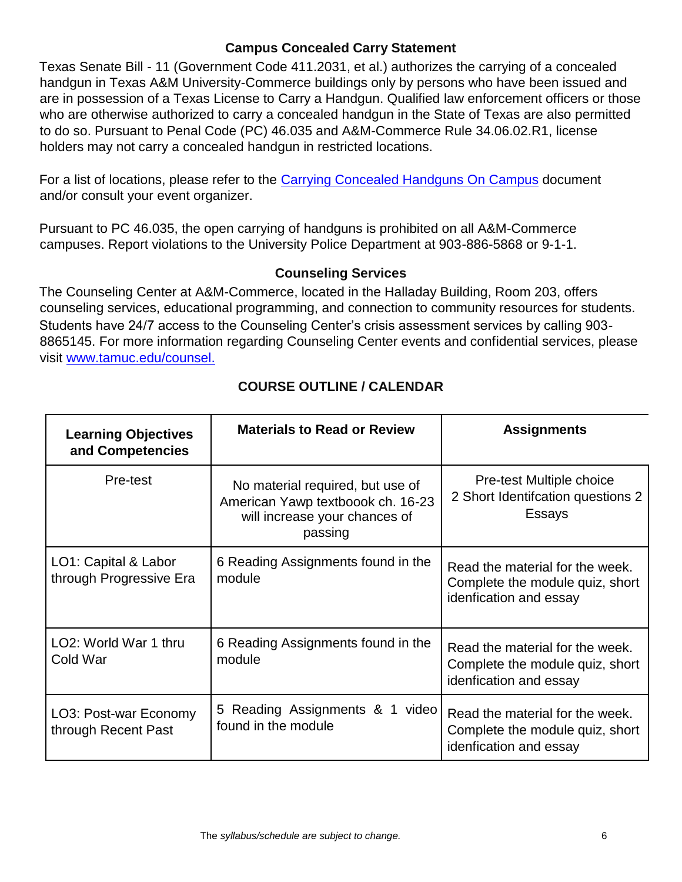### Campus Concealed Carry Statement

Texas Senate Bill - 11 (Government Code 411.2031, et al.) authorizes the carrying of a concealed handgun in Texas A&M University-Commerce buildings only by persons who have been issued and are in possession of a Texas License to Carry a Handgun. Qualified law enforcement officers or those who are otherwise authorized to carry a concealed handgun in the State of Texas are also permitted to do so. Pursuant to Penal Code (PC) 46.035 and A&M-Commerce Rule 34.06.02.R1, license holders may not carry a concealed handgun in restricted locations.

For a list of locations, please refer to the [Carrying Concealed Handguns On Campus] document and/or consult your event organizer.

Pursuant to PC 46.035, the open carrying of handguns is prohibited on all A&M-Commerce campuses. Report violations to the University Police Department at 903-886-5868 or 9-1-1.

### Counseling Services

The Counseling Center at A&M-Commerce, located in the Halladay Building, Room 203, offers counseling services, educational programming, and connection to community resources for students. Students have 24/7 access to the Counseling Center's crisis assessment services by calling 903-8865145. For more information regarding Counseling Center events and confidential services, please visit www.tamuc.edu/counsel.

## COURSE OUTLINE / CALENDAR

| Learning Objectives and Competencies | Materials to Read or Review | Assignments |
|---|---|---|
| Pre-test | No material required, but use of American Yawp textboook ch. 16-23 will increase your chances of passing | Pre-test Multiple choice 2 Short Identifcation questions 2 Essays |
| LO1: Capital & Labor through Progressive Era | 6 Reading Assignments found in the module | Read the material for the week. Complete the module quiz, short idenfication and essay |
| LO2: World War 1 thru Cold War | 6 Reading Assignments found in the module | Read the material for the week. Complete the module quiz, short idenfication and essay |
| LO3: Post-war Economy through Recent Past | 5 Reading Assignments & 1 video found in the module | Read the material for the week. Complete the module quiz, short idenfication and essay |

The *syllabus/schedule are subject to change.*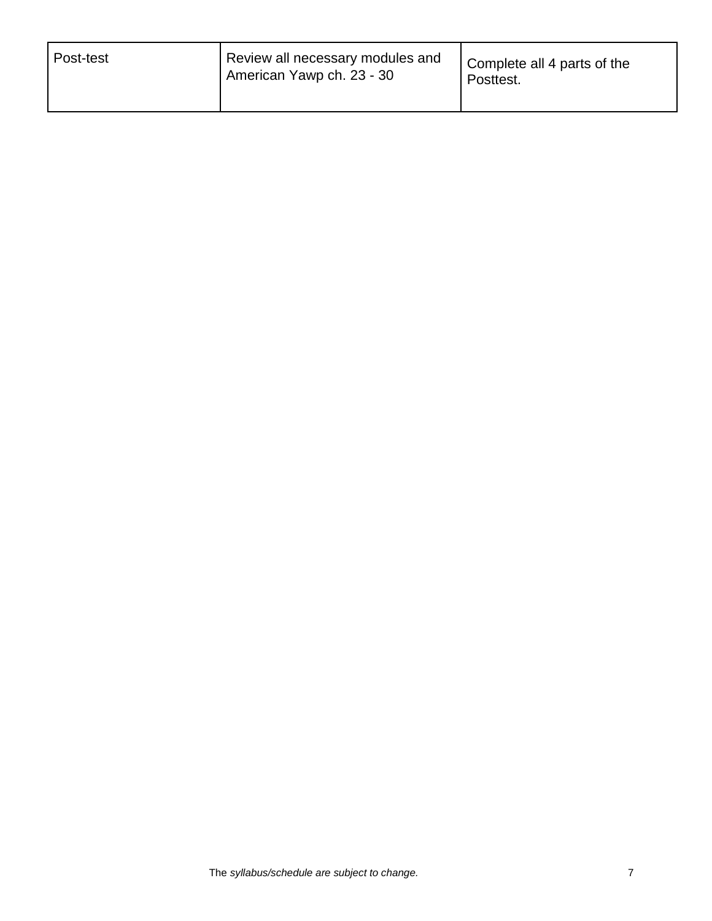| | | |
|---|---|---|
| Post-test | Review all necessary modules and American Yawp ch. 23 - 30 | Complete all 4 parts of the Posttest. |

The *syllabus/schedule are subject to change.*